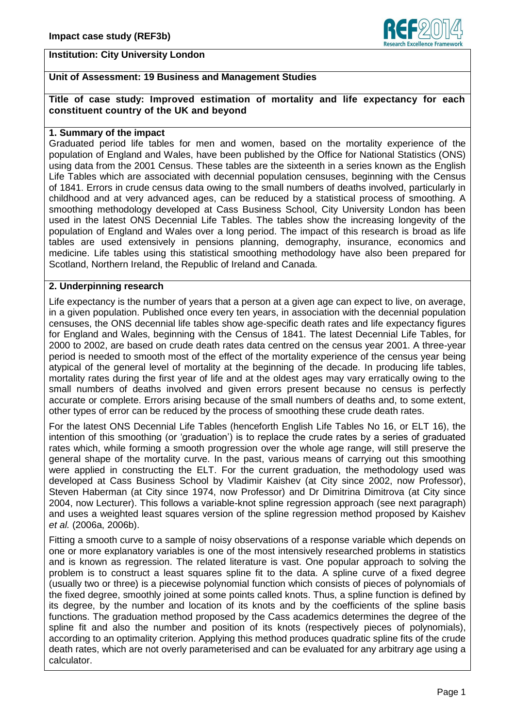**Institution: City University London**

**Unit of Assessment: 19 Business and Management Studies**

**Title of case study: Improved estimation of mortality and life expectancy for each constituent country of the UK and beyond**

## 1. Summary of the impact

Graduated period life tables for men and women, based on the mortality experience of the population of England and Wales, have been published by the Office for National Statistics (ONS) using data from the 2001 Census. These tables are the sixteenth in a series known as the English Life Tables which are associated with decennial population censuses, beginning with the Census of 1841. Errors in crude census data owing to the small numbers of deaths involved, particularly in childhood and at very advanced ages, can be reduced by a statistical process of smoothing. A smoothing methodology developed at Cass Business School, City University London has been used in the latest ONS Decennial Life Tables. The tables show the increasing longevity of the population of England and Wales over a long period. The impact of this research is broad as life tables are used extensively in pensions planning, demography, insurance, economics and medicine. Life tables using this statistical smoothing methodology have also been prepared for Scotland, Northern Ireland, the Republic of Ireland and Canada.

## 2. Underpinning research

Life expectancy is the number of years that a person at a given age can expect to live, on average, in a given population. Published once every ten years, in association with the decennial population censuses, the ONS decennial life tables show age-specific death rates and life expectancy figures for England and Wales, beginning with the Census of 1841. The latest Decennial Life Tables, for 2000 to 2002, are based on crude death rates data centred on the census year 2001. A three-year period is needed to smooth most of the effect of the mortality experience of the census year being atypical of the general level of mortality at the beginning of the decade. In producing life tables, mortality rates during the first year of life and at the oldest ages may vary erratically owing to the small numbers of deaths involved and given errors present because no census is perfectly accurate or complete. Errors arising because of the small numbers of deaths and, to some extent, other types of error can be reduced by the process of smoothing these crude death rates.

For the latest ONS Decennial Life Tables (henceforth English Life Tables No 16, or ELT 16), the intention of this smoothing (or 'graduation') is to replace the crude rates by a series of graduated rates which, while forming a smooth progression over the whole age range, will still preserve the general shape of the mortality curve. In the past, various means of carrying out this smoothing were applied in constructing the ELT. For the current graduation, the methodology used was developed at Cass Business School by Vladimir Kaishev (at City since 2002, now Professor), Steven Haberman (at City since 1974, now Professor) and Dr Dimitrina Dimitrova (at City since 2004, now Lecturer). This follows a variable-knot spline regression approach (see next paragraph) and uses a weighted least squares version of the spline regression method proposed by Kaishev *et al.* (2006a, 2006b).

Fitting a smooth curve to a sample of noisy observations of a response variable which depends on one or more explanatory variables is one of the most intensively researched problems in statistics and is known as regression. The related literature is vast. One popular approach to solving the problem is to construct a least squares spline fit to the data. A spline curve of a fixed degree (usually two or three) is a piecewise polynomial function which consists of pieces of polynomials of the fixed degree, smoothly joined at some points called knots. Thus, a spline function is defined by its degree, by the number and location of its knots and by the coefficients of the spline basis functions. The graduation method proposed by the Cass academics determines the degree of the spline fit and also the number and position of its knots (respectively pieces of polynomials), according to an optimality criterion. Applying this method produces quadratic spline fits of the crude death rates, which are not overly parameterised and can be evaluated for any arbitrary age using a calculator.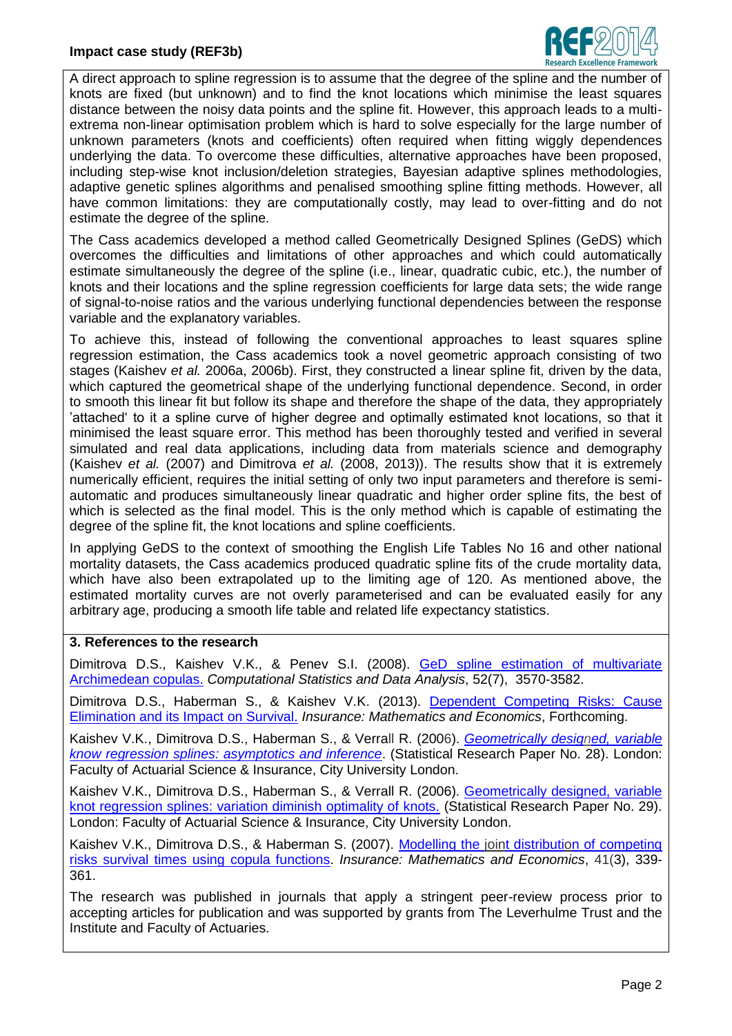A direct approach to spline regression is to assume that the degree of the spline and the number of knots are fixed (but unknown) and to find the knot locations which minimise the least squares distance between the noisy data points and the spline fit. However, this approach leads to a multi-extrema non-linear optimisation problem which is hard to solve especially for the large number of unknown parameters (knots and coefficients) often required when fitting wiggly dependences underlying the data. To overcome these difficulties, alternative approaches have been proposed, including step-wise knot inclusion/deletion strategies, Bayesian adaptive splines methodologies, adaptive genetic splines algorithms and penalised smoothing spline fitting methods. However, all have common limitations: they are computationally costly, may lead to over-fitting and do not estimate the degree of the spline.

The Cass academics developed a method called Geometrically Designed Splines (GeDS) which overcomes the difficulties and limitations of other approaches and which could automatically estimate simultaneously the degree of the spline (i.e., linear, quadratic cubic, etc.), the number of knots and their locations and the spline regression coefficients for large data sets; the wide range of signal-to-noise ratios and the various underlying functional dependencies between the response variable and the explanatory variables.

To achieve this, instead of following the conventional approaches to least squares spline regression estimation, the Cass academics took a novel geometric approach consisting of two stages (Kaishev *et al.* 2006a, 2006b). First, they constructed a linear spline fit, driven by the data, which captured the geometrical shape of the underlying functional dependence. Second, in order to smooth this linear fit but follow its shape and therefore the shape of the data, they appropriately 'attached' to it a spline curve of higher degree and optimally estimated knot locations, so that it minimised the least square error. This method has been thoroughly tested and verified in several simulated and real data applications, including data from materials science and demography (Kaishev *et al.* (2007) and Dimitrova *et al.* (2008, 2013)). The results show that it is extremely numerically efficient, requires the initial setting of only two input parameters and therefore is semi-automatic and produces simultaneously linear quadratic and higher order spline fits, the best of which is selected as the final model. This is the only method which is capable of estimating the degree of the spline fit, the knot locations and spline coefficients.

In applying GeDS to the context of smoothing the English Life Tables No 16 and other national mortality datasets, the Cass academics produced quadratic spline fits of the crude mortality data, which have also been extrapolated up to the limiting age of 120. As mentioned above, the estimated mortality curves are not overly parameterised and can be evaluated easily for any arbitrary age, producing a smooth life table and related life expectancy statistics.

## 3. References to the research

Dimitrova D.S., Kaishev V.K., & Penev S.I. (2008). GeD spline estimation of multivariate Archimedean copulas. *Computational Statistics and Data Analysis*, 52(7), 3570-3582.

Dimitrova D.S., Haberman S., & Kaishev V.K. (2013). Dependent Competing Risks: Cause Elimination and its Impact on Survival. *Insurance: Mathematics and Economics*, Forthcoming.

Kaishev V.K., Dimitrova D.S., Haberman S., & Verrall R. (2006). *Geometrically designed, variable know regression splines: asymptotics and inference*. (Statistical Research Paper No. 28). London: Faculty of Actuarial Science & Insurance, City University London.

Kaishev V.K., Dimitrova D.S., Haberman S., & Verrall R. (2006). Geometrically designed, variable knot regression splines: variation diminish optimality of knots. (Statistical Research Paper No. 29). London: Faculty of Actuarial Science & Insurance, City University London.

Kaishev V.K., Dimitrova D.S., & Haberman S. (2007). Modelling the joint distribution of competing risks survival times using copula functions. *Insurance: Mathematics and Economics*, 41(3), 339-361.

The research was published in journals that apply a stringent peer-review process prior to accepting articles for publication and was supported by grants from The Leverhulme Trust and the Institute and Faculty of Actuaries.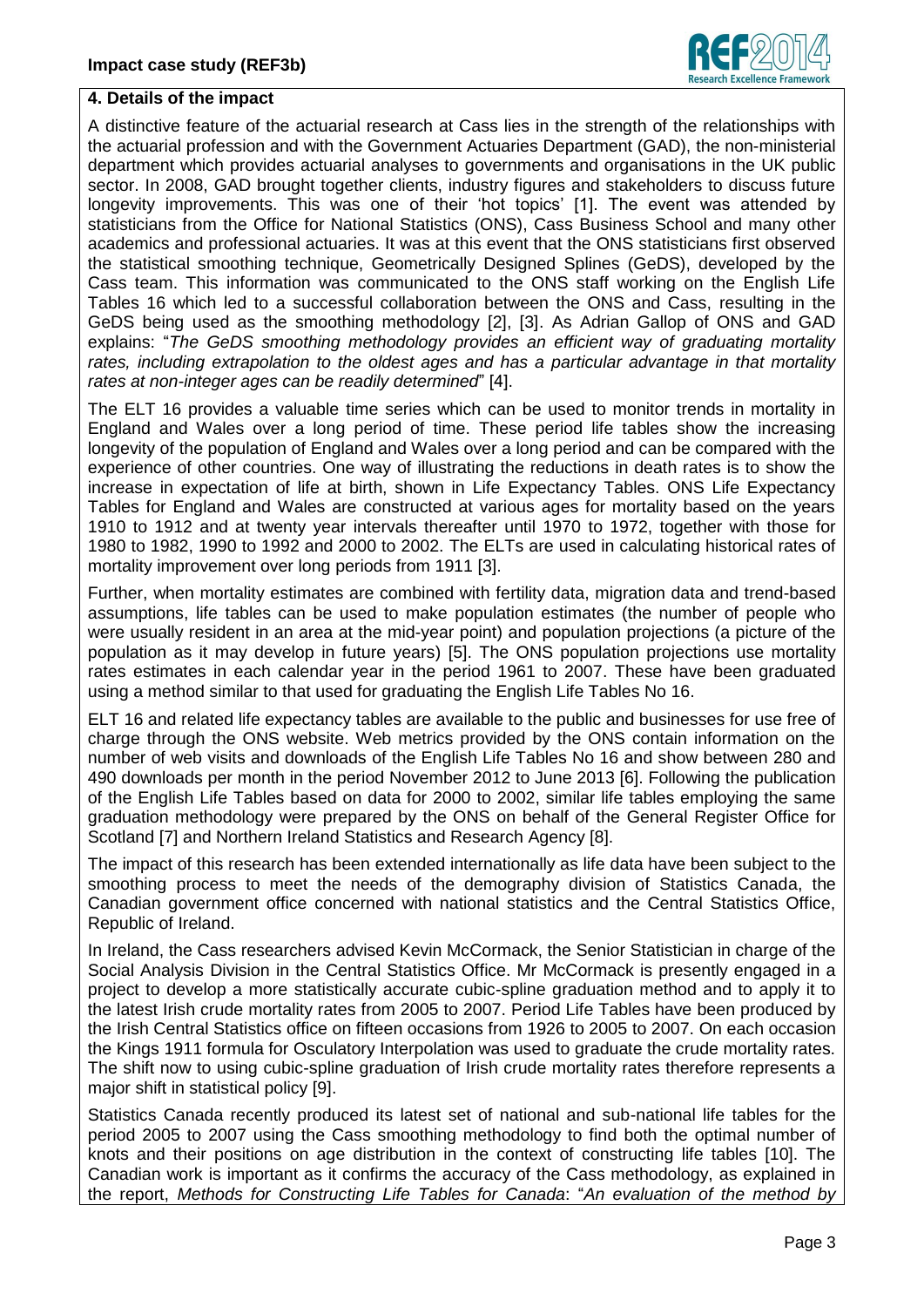## 4. Details of the impact

A distinctive feature of the actuarial research at Cass lies in the strength of the relationships with the actuarial profession and with the Government Actuaries Department (GAD), the non-ministerial department which provides actuarial analyses to governments and organisations in the UK public sector. In 2008, GAD brought together clients, industry figures and stakeholders to discuss future longevity improvements. This was one of their 'hot topics' [1]. The event was attended by statisticians from the Office for National Statistics (ONS), Cass Business School and many other academics and professional actuaries. It was at this event that the ONS statisticians first observed the statistical smoothing technique, Geometrically Designed Splines (GeDS), developed by the Cass team. This information was communicated to the ONS staff working on the English Life Tables 16 which led to a successful collaboration between the ONS and Cass, resulting in the GeDS being used as the smoothing methodology [2], [3]. As Adrian Gallop of ONS and GAD explains: "*The GeDS smoothing methodology provides an efficient way of graduating mortality rates, including extrapolation to the oldest ages and has a particular advantage in that mortality rates at non-integer ages can be readily determined*" [4].

The ELT 16 provides a valuable time series which can be used to monitor trends in mortality in England and Wales over a long period of time. These period life tables show the increasing longevity of the population of England and Wales over a long period and can be compared with the experience of other countries. One way of illustrating the reductions in death rates is to show the increase in expectation of life at birth, shown in Life Expectancy Tables. ONS Life Expectancy Tables for England and Wales are constructed at various ages for mortality based on the years 1910 to 1912 and at twenty year intervals thereafter until 1970 to 1972, together with those for 1980 to 1982, 1990 to 1992 and 2000 to 2002. The ELTs are used in calculating historical rates of mortality improvement over long periods from 1911 [3].

Further, when mortality estimates are combined with fertility data, migration data and trend-based assumptions, life tables can be used to make population estimates (the number of people who were usually resident in an area at the mid-year point) and population projections (a picture of the population as it may develop in future years) [5]. The ONS population projections use mortality rates estimates in each calendar year in the period 1961 to 2007. These have been graduated using a method similar to that used for graduating the English Life Tables No 16.

ELT 16 and related life expectancy tables are available to the public and businesses for use free of charge through the ONS website. Web metrics provided by the ONS contain information on the number of web visits and downloads of the English Life Tables No 16 and show between 280 and 490 downloads per month in the period November 2012 to June 2013 [6]. Following the publication of the English Life Tables based on data for 2000 to 2002, similar life tables employing the same graduation methodology were prepared by the ONS on behalf of the General Register Office for Scotland [7] and Northern Ireland Statistics and Research Agency [8].

The impact of this research has been extended internationally as life data have been subject to the smoothing process to meet the needs of the demography division of Statistics Canada, the Canadian government office concerned with national statistics and the Central Statistics Office, Republic of Ireland.

In Ireland, the Cass researchers advised Kevin McCormack, the Senior Statistician in charge of the Social Analysis Division in the Central Statistics Office. Mr McCormack is presently engaged in a project to develop a more statistically accurate cubic-spline graduation method and to apply it to the latest Irish crude mortality rates from 2005 to 2007. Period Life Tables have been produced by the Irish Central Statistics office on fifteen occasions from 1926 to 2005 to 2007. On each occasion the Kings 1911 formula for Osculatory Interpolation was used to graduate the crude mortality rates. The shift now to using cubic-spline graduation of Irish crude mortality rates therefore represents a major shift in statistical policy [9].

Statistics Canada recently produced its latest set of national and sub-national life tables for the period 2005 to 2007 using the Cass smoothing methodology to find both the optimal number of knots and their positions on age distribution in the context of constructing life tables [10]. The Canadian work is important as it confirms the accuracy of the Cass methodology, as explained in the report, *Methods for Constructing Life Tables for Canada*: "*An evaluation of the method by*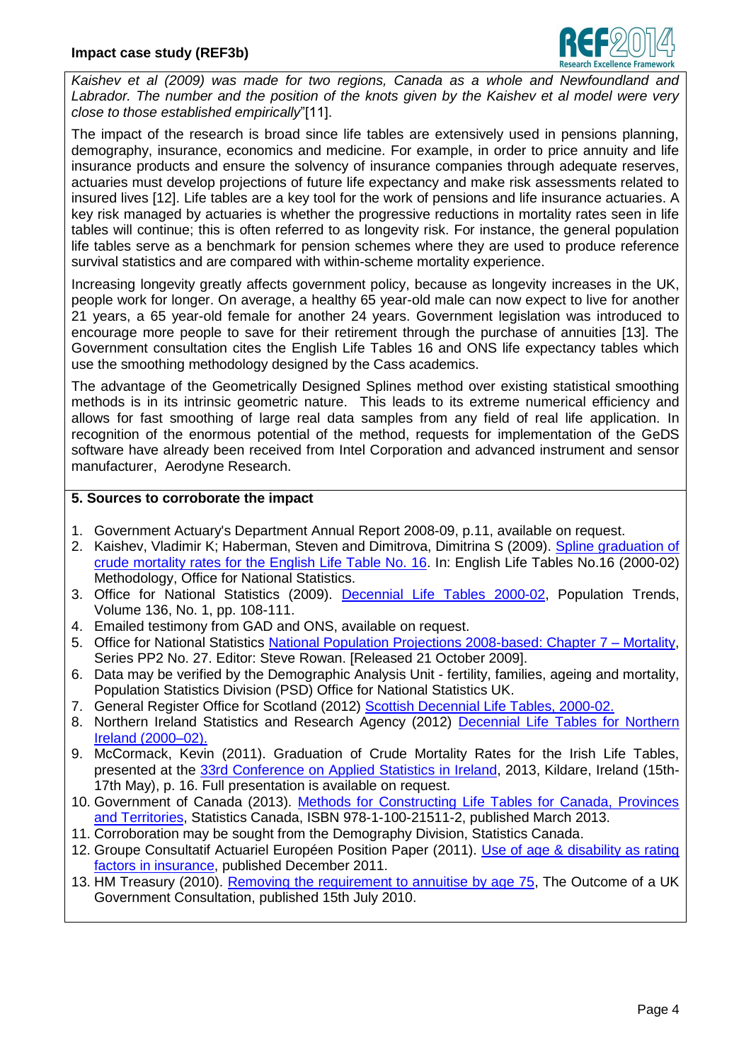*Kaishev et al (2009) was made for two regions, Canada as a whole and Newfoundland and Labrador. The number and the position of the knots given by the Kaishev et al model were very close to those established empirically*"[11].

The impact of the research is broad since life tables are extensively used in pensions planning, demography, insurance, economics and medicine. For example, in order to price annuity and life insurance products and ensure the solvency of insurance companies through adequate reserves, actuaries must develop projections of future life expectancy and make risk assessments related to insured lives [12]. Life tables are a key tool for the work of pensions and life insurance actuaries. A key risk managed by actuaries is whether the progressive reductions in mortality rates seen in life tables will continue; this is often referred to as longevity risk. For instance, the general population life tables serve as a benchmark for pension schemes where they are used to produce reference survival statistics and are compared with within-scheme mortality experience.

Increasing longevity greatly affects government policy, because as longevity increases in the UK, people work for longer. On average, a healthy 65 year-old male can now expect to live for another 21 years, a 65 year-old female for another 24 years. Government legislation was introduced to encourage more people to save for their retirement through the purchase of annuities [13]. The Government consultation cites the English Life Tables 16 and ONS life expectancy tables which use the smoothing methodology designed by the Cass academics.

The advantage of the Geometrically Designed Splines method over existing statistical smoothing methods is in its intrinsic geometric nature. This leads to its extreme numerical efficiency and allows for fast smoothing of large real data samples from any field of real life application. In recognition of the enormous potential of the method, requests for implementation of the GeDS software have already been received from Intel Corporation and advanced instrument and sensor manufacturer, Aerodyne Research.

## 5. Sources to corroborate the impact

1. Government Actuary's Department Annual Report 2008-09, p.11, available on request.
2. Kaishev, Vladimir K; Haberman, Steven and Dimitrova, Dimitrina S (2009). Spline graduation of crude mortality rates for the English Life Table No. 16. In: English Life Tables No.16 (2000-02) Methodology, Office for National Statistics.
3. Office for National Statistics (2009). Decennial Life Tables 2000-02, Population Trends, Volume 136, No. 1, pp. 108-111.
4. Emailed testimony from GAD and ONS, available on request.
5. Office for National Statistics National Population Projections 2008-based: Chapter 7 – Mortality, Series PP2 No. 27. Editor: Steve Rowan. [Released 21 October 2009].
6. Data may be verified by the Demographic Analysis Unit - fertility, families, ageing and mortality, Population Statistics Division (PSD) Office for National Statistics UK.
7. General Register Office for Scotland (2012) Scottish Decennial Life Tables, 2000-02.
8. Northern Ireland Statistics and Research Agency (2012) Decennial Life Tables for Northern Ireland (2000–02).
9. McCormack, Kevin (2011). Graduation of Crude Mortality Rates for the Irish Life Tables, presented at the 33rd Conference on Applied Statistics in Ireland, 2013, Kildare, Ireland (15th-17th May), p. 16. Full presentation is available on request.
10. Government of Canada (2013). Methods for Constructing Life Tables for Canada, Provinces and Territories, Statistics Canada, ISBN 978-1-100-21511-2, published March 2013.
11. Corroboration may be sought from the Demography Division, Statistics Canada.
12. Groupe Consultatif Actuariel Européen Position Paper (2011). Use of age & disability as rating factors in insurance, published December 2011.
13. HM Treasury (2010). Removing the requirement to annuitise by age 75, The Outcome of a UK Government Consultation, published 15th July 2010.